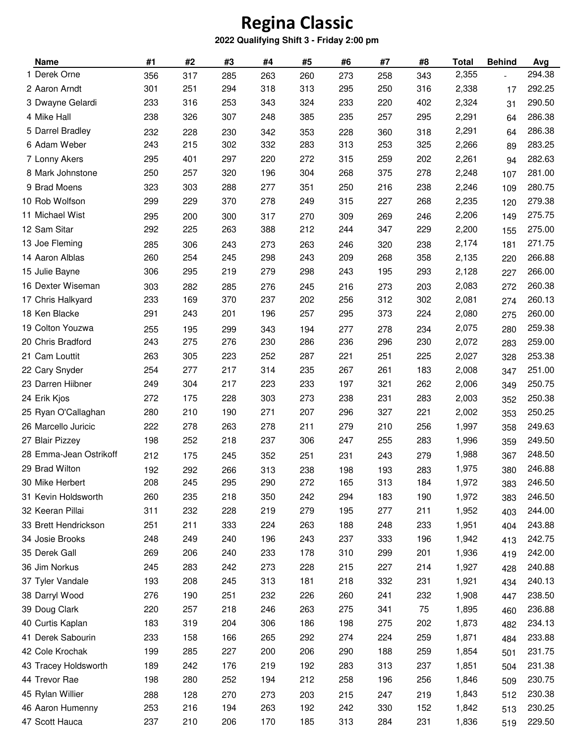# Regina Classic

**2022 Qualifying Shift 3 - Friday 2:00 pm**

| | Name | #1 | #2 | #3 | #4 | #5 | #6 | #7 | #8 | Total | Behind | Avg |
|---|---|---|---|---|---|---|---|---|---|---|---|---|
| 1 | Derek Orne | 356 | 317 | 285 | 263 | 260 | 273 | 258 | 343 | 2,355 | - | 294.38 |
| 2 | Aaron Arndt | 301 | 251 | 294 | 318 | 313 | 295 | 250 | 316 | 2,338 | 17 | 292.25 |
| 3 | Dwayne Gelardi | 233 | 316 | 253 | 343 | 324 | 233 | 220 | 402 | 2,324 | 31 | 290.50 |
| 4 | Mike Hall | 238 | 326 | 307 | 248 | 385 | 235 | 257 | 295 | 2,291 | 64 | 286.38 |
| 5 | Darrel Bradley | 232 | 228 | 230 | 342 | 353 | 228 | 360 | 318 | 2,291 | 64 | 286.38 |
| 6 | Adam Weber | 243 | 215 | 302 | 332 | 283 | 313 | 253 | 325 | 2,266 | 89 | 283.25 |
| 7 | Lonny Akers | 295 | 401 | 297 | 220 | 272 | 315 | 259 | 202 | 2,261 | 94 | 282.63 |
| 8 | Mark Johnstone | 250 | 257 | 320 | 196 | 304 | 268 | 375 | 278 | 2,248 | 107 | 281.00 |
| 9 | Brad Moens | 323 | 303 | 288 | 277 | 351 | 250 | 216 | 238 | 2,246 | 109 | 280.75 |
| 10 | Rob Wolfson | 299 | 229 | 370 | 278 | 249 | 315 | 227 | 268 | 2,235 | 120 | 279.38 |
| 11 | Michael Wist | 295 | 200 | 300 | 317 | 270 | 309 | 269 | 246 | 2,206 | 149 | 275.75 |
| 12 | Sam Sitar | 292 | 225 | 263 | 388 | 212 | 244 | 347 | 229 | 2,200 | 155 | 275.00 |
| 13 | Joe Fleming | 285 | 306 | 243 | 273 | 263 | 246 | 320 | 238 | 2,174 | 181 | 271.75 |
| 14 | Aaron Alblas | 260 | 254 | 245 | 298 | 243 | 209 | 268 | 358 | 2,135 | 220 | 266.88 |
| 15 | Julie Bayne | 306 | 295 | 219 | 279 | 298 | 243 | 195 | 293 | 2,128 | 227 | 266.00 |
| 16 | Dexter Wiseman | 303 | 282 | 285 | 276 | 245 | 216 | 273 | 203 | 2,083 | 272 | 260.38 |
| 17 | Chris Halkyard | 233 | 169 | 370 | 237 | 202 | 256 | 312 | 302 | 2,081 | 274 | 260.13 |
| 18 | Ken Blacke | 291 | 243 | 201 | 196 | 257 | 295 | 373 | 224 | 2,080 | 275 | 260.00 |
| 19 | Colton Youzwa | 255 | 195 | 299 | 343 | 194 | 277 | 278 | 234 | 2,075 | 280 | 259.38 |
| 20 | Chris Bradford | 243 | 275 | 276 | 230 | 286 | 236 | 296 | 230 | 2,072 | 283 | 259.00 |
| 21 | Cam Louttit | 263 | 305 | 223 | 252 | 287 | 221 | 251 | 225 | 2,027 | 328 | 253.38 |
| 22 | Cary Snyder | 254 | 277 | 217 | 314 | 235 | 267 | 261 | 183 | 2,008 | 347 | 251.00 |
| 23 | Darren Hiibner | 249 | 304 | 217 | 223 | 233 | 197 | 321 | 262 | 2,006 | 349 | 250.75 |
| 24 | Erik Kjos | 272 | 175 | 228 | 303 | 273 | 238 | 231 | 283 | 2,003 | 352 | 250.38 |
| 25 | Ryan O'Callaghan | 280 | 210 | 190 | 271 | 207 | 296 | 327 | 221 | 2,002 | 353 | 250.25 |
| 26 | Marcello Juricic | 222 | 278 | 263 | 278 | 211 | 279 | 210 | 256 | 1,997 | 358 | 249.63 |
| 27 | Blair Pizzey | 198 | 252 | 218 | 237 | 306 | 247 | 255 | 283 | 1,996 | 359 | 249.50 |
| 28 | Emma-Jean Ostrikoff | 212 | 175 | 245 | 352 | 251 | 231 | 243 | 279 | 1,988 | 367 | 248.50 |
| 29 | Brad Wilton | 192 | 292 | 266 | 313 | 238 | 198 | 193 | 283 | 1,975 | 380 | 246.88 |
| 30 | Mike Herbert | 208 | 245 | 295 | 290 | 272 | 165 | 313 | 184 | 1,972 | 383 | 246.50 |
| 31 | Kevin Holdsworth | 260 | 235 | 218 | 350 | 242 | 294 | 183 | 190 | 1,972 | 383 | 246.50 |
| 32 | Keeran Pillai | 311 | 232 | 228 | 219 | 279 | 195 | 277 | 211 | 1,952 | 403 | 244.00 |
| 33 | Brett Hendrickson | 251 | 211 | 333 | 224 | 263 | 188 | 248 | 233 | 1,951 | 404 | 243.88 |
| 34 | Josie Brooks | 248 | 249 | 240 | 196 | 243 | 237 | 333 | 196 | 1,942 | 413 | 242.75 |
| 35 | Derek Gall | 269 | 206 | 240 | 233 | 178 | 310 | 299 | 201 | 1,936 | 419 | 242.00 |
| 36 | Jim Norkus | 245 | 283 | 242 | 273 | 228 | 215 | 227 | 214 | 1,927 | 428 | 240.88 |
| 37 | Tyler Vandale | 193 | 208 | 245 | 313 | 181 | 218 | 332 | 231 | 1,921 | 434 | 240.13 |
| 38 | Darryl Wood | 276 | 190 | 251 | 232 | 226 | 260 | 241 | 232 | 1,908 | 447 | 238.50 |
| 39 | Doug Clark | 220 | 257 | 218 | 246 | 263 | 275 | 341 | 75 | 1,895 | 460 | 236.88 |
| 40 | Curtis Kaplan | 183 | 319 | 204 | 306 | 186 | 198 | 275 | 202 | 1,873 | 482 | 234.13 |
| 41 | Derek Sabourin | 233 | 158 | 166 | 265 | 292 | 274 | 224 | 259 | 1,871 | 484 | 233.88 |
| 42 | Cole Krochak | 199 | 285 | 227 | 200 | 206 | 290 | 188 | 259 | 1,854 | 501 | 231.75 |
| 43 | Tracey Holdsworth | 189 | 242 | 176 | 219 | 192 | 283 | 313 | 237 | 1,851 | 504 | 231.38 |
| 44 | Trevor Rae | 198 | 280 | 252 | 194 | 212 | 258 | 196 | 256 | 1,846 | 509 | 230.75 |
| 45 | Rylan Willier | 288 | 128 | 270 | 273 | 203 | 215 | 247 | 219 | 1,843 | 512 | 230.38 |
| 46 | Aaron Humenny | 253 | 216 | 194 | 263 | 192 | 242 | 330 | 152 | 1,842 | 513 | 230.25 |
| 47 | Scott Hauca | 237 | 210 | 206 | 170 | 185 | 313 | 284 | 231 | 1,836 | 519 | 229.50 |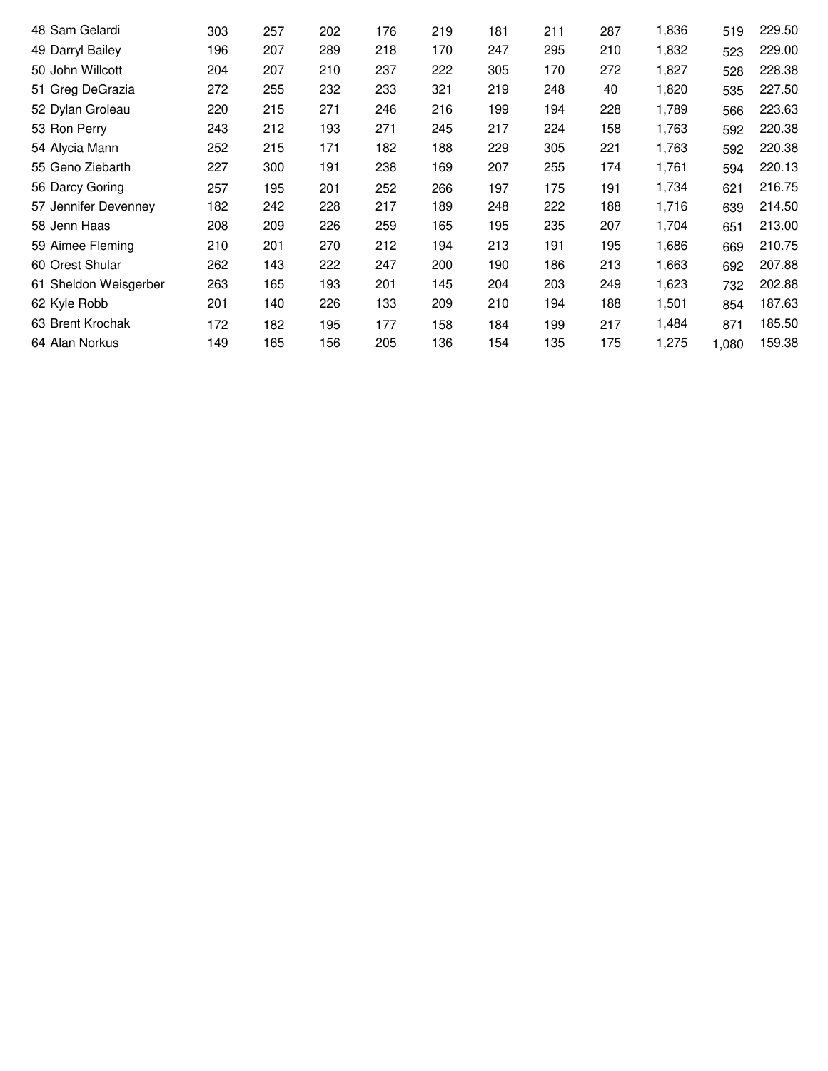| | | | | | | | | | | | |
|---|---|---|---|---|---|---|---|---|---|---|---|
| 48 Sam Gelardi | 303 | 257 | 202 | 176 | 219 | 181 | 211 | 287 | 1,836 | 519 | 229.50 |
| 49 Darryl Bailey | 196 | 207 | 289 | 218 | 170 | 247 | 295 | 210 | 1,832 | 523 | 229.00 |
| 50 John Willcott | 204 | 207 | 210 | 237 | 222 | 305 | 170 | 272 | 1,827 | 528 | 228.38 |
| 51 Greg DeGrazia | 272 | 255 | 232 | 233 | 321 | 219 | 248 | 40 | 1,820 | 535 | 227.50 |
| 52 Dylan Groleau | 220 | 215 | 271 | 246 | 216 | 199 | 194 | 228 | 1,789 | 566 | 223.63 |
| 53 Ron Perry | 243 | 212 | 193 | 271 | 245 | 217 | 224 | 158 | 1,763 | 592 | 220.38 |
| 54 Alycia Mann | 252 | 215 | 171 | 182 | 188 | 229 | 305 | 221 | 1,763 | 592 | 220.38 |
| 55 Geno Ziebarth | 227 | 300 | 191 | 238 | 169 | 207 | 255 | 174 | 1,761 | 594 | 220.13 |
| 56 Darcy Goring | 257 | 195 | 201 | 252 | 266 | 197 | 175 | 191 | 1,734 | 621 | 216.75 |
| 57 Jennifer Devenney | 182 | 242 | 228 | 217 | 189 | 248 | 222 | 188 | 1,716 | 639 | 214.50 |
| 58 Jenn Haas | 208 | 209 | 226 | 259 | 165 | 195 | 235 | 207 | 1,704 | 651 | 213.00 |
| 59 Aimee Fleming | 210 | 201 | 270 | 212 | 194 | 213 | 191 | 195 | 1,686 | 669 | 210.75 |
| 60 Orest Shular | 262 | 143 | 222 | 247 | 200 | 190 | 186 | 213 | 1,663 | 692 | 207.88 |
| 61 Sheldon Weisgerber | 263 | 165 | 193 | 201 | 145 | 204 | 203 | 249 | 1,623 | 732 | 202.88 |
| 62 Kyle Robb | 201 | 140 | 226 | 133 | 209 | 210 | 194 | 188 | 1,501 | 854 | 187.63 |
| 63 Brent Krochak | 172 | 182 | 195 | 177 | 158 | 184 | 199 | 217 | 1,484 | 871 | 185.50 |
| 64 Alan Norkus | 149 | 165 | 156 | 205 | 136 | 154 | 135 | 175 | 1,275 | 1,080 | 159.38 |